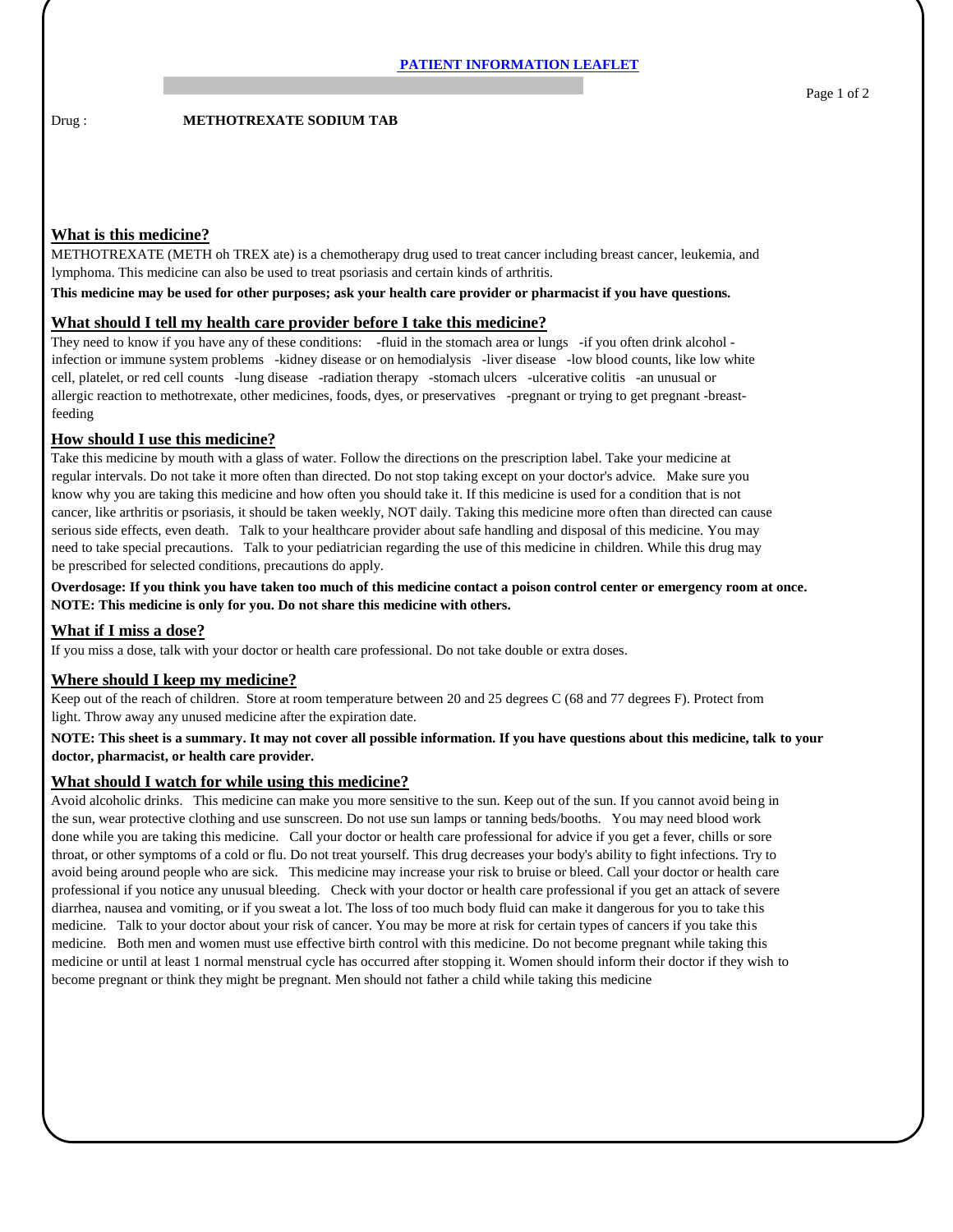# PATIENT INFORMATION LEAFLET

Drug : **METHOTREXATE SODIUM TAB**

## What is this medicine?

METHOTREXATE (METH oh TREX ate) is a chemotherapy drug used to treat cancer including breast cancer, leukemia, and lymphoma. This medicine can also be used to treat psoriasis and certain kinds of arthritis.

**This medicine may be used for other purposes; ask your health care provider or pharmacist if you have questions.**

## What should I tell my health care provider before I take this medicine?

They need to know if you have any of these conditions: -fluid in the stomach area or lungs -if you often drink alcohol -infection or immune system problems -kidney disease or on hemodialysis -liver disease -low blood counts, like low white cell, platelet, or red cell counts -lung disease -radiation therapy -stomach ulcers -ulcerative colitis -an unusual or allergic reaction to methotrexate, other medicines, foods, dyes, or preservatives -pregnant or trying to get pregnant -breast-feeding

## How should I use this medicine?

Take this medicine by mouth with a glass of water. Follow the directions on the prescription label. Take your medicine at regular intervals. Do not take it more often than directed. Do not stop taking except on your doctor's advice. Make sure you know why you are taking this medicine and how often you should take it. If this medicine is used for a condition that is not cancer, like arthritis or psoriasis, it should be taken weekly, NOT daily. Taking this medicine more often than directed can cause serious side effects, even death. Talk to your healthcare provider about safe handling and disposal of this medicine. You may need to take special precautions. Talk to your pediatrician regarding the use of this medicine in children. While this drug may be prescribed for selected conditions, precautions do apply.

**Overdosage: If you think you have taken too much of this medicine contact a poison control center or emergency room at once.**
**NOTE: This medicine is only for you. Do not share this medicine with others.**

## What if I miss a dose?

If you miss a dose, talk with your doctor or health care professional. Do not take double or extra doses.

## Where should I keep my medicine?

Keep out of the reach of children. Store at room temperature between 20 and 25 degrees C (68 and 77 degrees F). Protect from light. Throw away any unused medicine after the expiration date.

**NOTE: This sheet is a summary. It may not cover all possible information. If you have questions about this medicine, talk to your doctor, pharmacist, or health care provider.**

## What should I watch for while using this medicine?

Avoid alcoholic drinks. This medicine can make you more sensitive to the sun. Keep out of the sun. If you cannot avoid being in the sun, wear protective clothing and use sunscreen. Do not use sun lamps or tanning beds/booths. You may need blood work done while you are taking this medicine. Call your doctor or health care professional for advice if you get a fever, chills or sore throat, or other symptoms of a cold or flu. Do not treat yourself. This drug decreases your body's ability to fight infections. Try to avoid being around people who are sick. This medicine may increase your risk to bruise or bleed. Call your doctor or health care professional if you notice any unusual bleeding. Check with your doctor or health care professional if you get an attack of severe diarrhea, nausea and vomiting, or if you sweat a lot. The loss of too much body fluid can make it dangerous for you to take this medicine. Talk to your doctor about your risk of cancer. You may be more at risk for certain types of cancers if you take this medicine. Both men and women must use effective birth control with this medicine. Do not become pregnant while taking this medicine or until at least 1 normal menstrual cycle has occurred after stopping it. Women should inform their doctor if they wish to become pregnant or think they might be pregnant. Men should not father a child while taking this medicine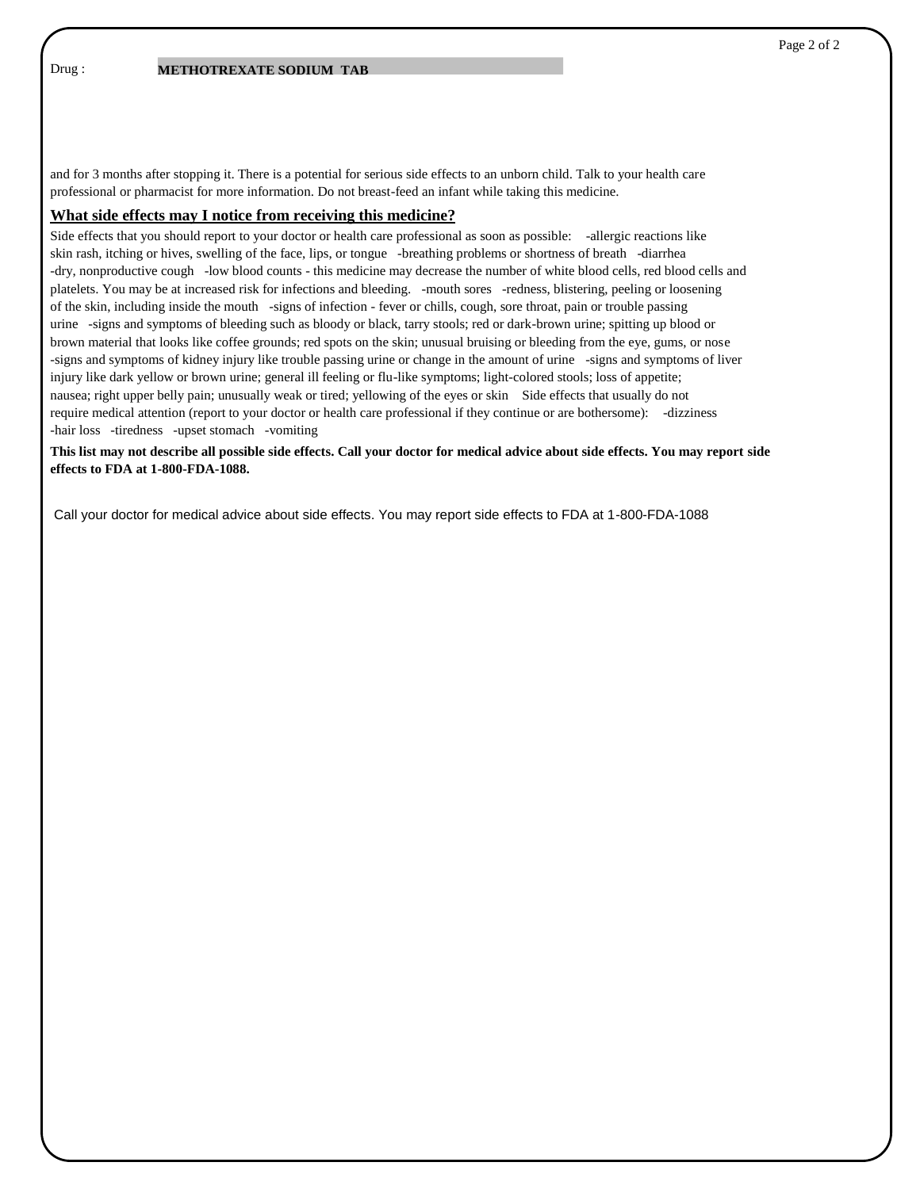Drug : **METHOTREXATE SODIUM TAB**

and for 3 months after stopping it. There is a potential for serious side effects to an unborn child. Talk to your health care professional or pharmacist for more information. Do not breast-feed an infant while taking this medicine.

## What side effects may I notice from receiving this medicine?

Side effects that you should report to your doctor or health care professional as soon as possible: -allergic reactions like skin rash, itching or hives, swelling of the face, lips, or tongue -breathing problems or shortness of breath -diarrhea -dry, nonproductive cough -low blood counts - this medicine may decrease the number of white blood cells, red blood cells and platelets. You may be at increased risk for infections and bleeding. -mouth sores -redness, blistering, peeling or loosening of the skin, including inside the mouth -signs of infection - fever or chills, cough, sore throat, pain or trouble passing urine -signs and symptoms of bleeding such as bloody or black, tarry stools; red or dark-brown urine; spitting up blood or brown material that looks like coffee grounds; red spots on the skin; unusual bruising or bleeding from the eye, gums, or nose -signs and symptoms of kidney injury like trouble passing urine or change in the amount of urine -signs and symptoms of liver injury like dark yellow or brown urine; general ill feeling or flu-like symptoms; light-colored stools; loss of appetite; nausea; right upper belly pain; unusually weak or tired; yellowing of the eyes or skin Side effects that usually do not require medical attention (report to your doctor or health care professional if they continue or are bothersome): -dizziness -hair loss -tiredness -upset stomach -vomiting

**This list may not describe all possible side effects. Call your doctor for medical advice about side effects. You may report side effects to FDA at 1-800-FDA-1088.**

Call your doctor for medical advice about side effects. You may report side effects to FDA at 1-800-FDA-1088